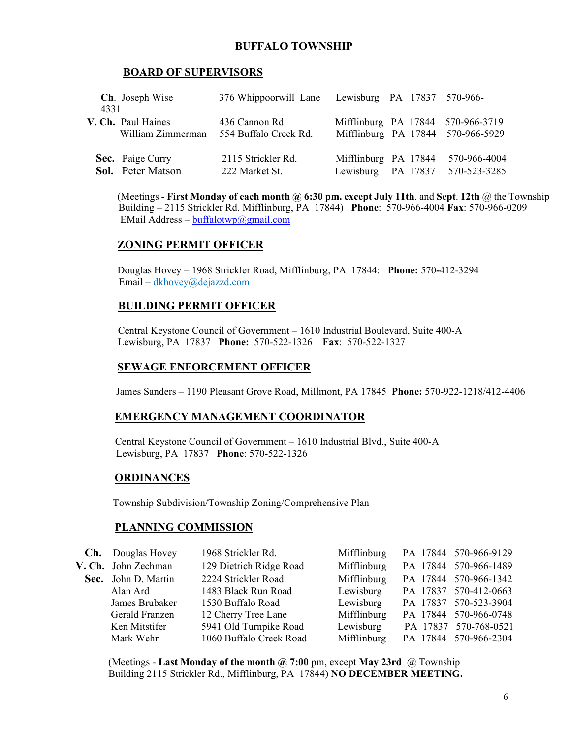# BUFFALO TOWNSHIP

## BOARD OF SUPERVISORS

| | Name | Address | City | State | Zip | Phone |
|---|---|---|---|---|---|---|
| **Ch.** | Joseph Wise | 376 Whippoorwill Lane | Lewisburg | PA | 17837 | 570-966-4331 |
| **V. Ch.** | Paul Haines | 436 Cannon Rd. | Mifflinburg | PA | 17844 | 570-966-3719 |
| | William Zimmerman | 554 Buffalo Creek Rd. | Mifflinburg | PA | 17844 | 570-966-5929 |
| **Sec.** | Paige Curry | 2115 Strickler Rd. | Mifflinburg | PA | 17844 | 570-966-4004 |
| **Sol.** | Peter Matson | 222 Market St. | Lewisburg | PA | 17837 | 570-523-3285 |

(Meetings - **First Monday of each month @ 6:30 pm. except July 11th**. and **Sept**. **12th** @ the Township Building – 2115 Strickler Rd. Mifflinburg, PA 17844) **Phone**: 570-966-4004 **Fax**: 570-966-0209
EMail Address – buffalotwp@gmail.com

## ZONING PERMIT OFFICER

Douglas Hovey – 1968 Strickler Road, Mifflinburg, PA 17844: **Phone:** 570-412-3294
Email – dkhovey@dejazzd.com

## BUILDING PERMIT OFFICER

Central Keystone Council of Government – 1610 Industrial Boulevard, Suite 400-A
Lewisburg, PA 17837 **Phone:** 570-522-1326 **Fax**: 570-522-1327

## SEWAGE ENFORCEMENT OFFICER

James Sanders – 1190 Pleasant Grove Road, Millmont, PA 17845 **Phone:** 570-922-1218/412-4406

## EMERGENCY MANAGEMENT COORDINATOR

Central Keystone Council of Government – 1610 Industrial Blvd., Suite 400-A
Lewisburg, PA 17837 **Phone**: 570-522-1326

## ORDINANCES

Township Subdivision/Township Zoning/Comprehensive Plan

## PLANNING COMMISSION

| | Name | Address | City | State | Zip | Phone |
|---|---|---|---|---|---|---|
| **Ch.** | Douglas Hovey | 1968 Strickler Rd. | Mifflinburg | PA | 17844 | 570-966-9129 |
| **V. Ch.** | John Zechman | 129 Dietrich Ridge Road | Mifflinburg | PA | 17844 | 570-966-1489 |
| **Sec.** | John D. Martin | 2224 Strickler Road | Mifflinburg | PA | 17844 | 570-966-1342 |
| | Alan Ard | 1483 Black Run Road | Lewisburg | PA | 17837 | 570-412-0663 |
| | James Brubaker | 1530 Buffalo Road | Lewisburg | PA | 17837 | 570-523-3904 |
| | Gerald Franzen | 12 Cherry Tree Lane | Mifflinburg | PA | 17844 | 570-966-0748 |
| | Ken Mitstifer | 5941 Old Turnpike Road | Lewisburg | PA | 17837 | 570-768-0521 |
| | Mark Wehr | 1060 Buffalo Creek Road | Mifflinburg | PA | 17844 | 570-966-2304 |

(Meetings - **Last Monday of the month @ 7:00** pm, except **May 23rd** @ Township Building 2115 Strickler Rd., Mifflinburg, PA 17844) **NO DECEMBER MEETING.**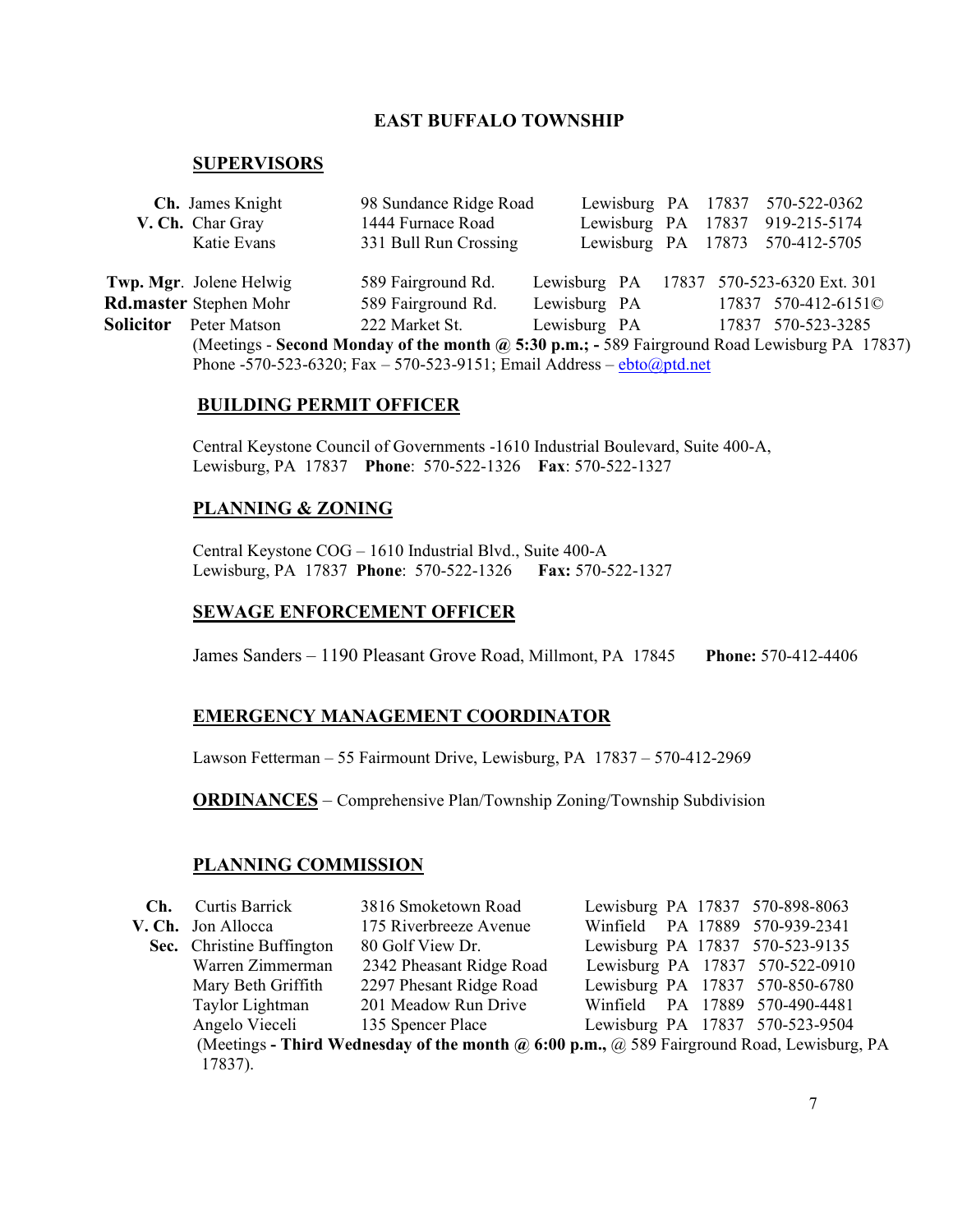# EAST BUFFALO TOWNSHIP

## SUPERVISORS

| | Name | Address | City | State | Zip | Phone |
|---|---|---|---|---|---|---|
| **Ch.** | James Knight | 98 Sundance Ridge Road | Lewisburg | PA | 17837 | 570-522-0362 |
| **V. Ch.** | Char Gray | 1444 Furnace Road | Lewisburg | PA | 17837 | 919-215-5174 |
| | Katie Evans | 331 Bull Run Crossing | Lewisburg | PA | 17873 | 570-412-5705 |
| **Twp. Mgr**. | Jolene Helwig | 589 Fairground Rd. | Lewisburg | PA | 17837 | 570-523-6320 Ext. 301 |
| **Rd.master** | Stephen Mohr | 589 Fairground Rd. | Lewisburg | PA | 17837 | 570-412-6151© |
| **Solicitor** | Peter Matson | 222 Market St. | Lewisburg | PA | 17837 | 570-523-3285 |

(Meetings - **Second Monday of the month @ 5:30 p.m.; -** 589 Fairground Road Lewisburg PA 17837)
Phone -570-523-6320; Fax – 570-523-9151; Email Address – ebto@ptd.net

## BUILDING PERMIT OFFICER

Central Keystone Council of Governments -1610 Industrial Boulevard, Suite 400-A,
Lewisburg, PA 17837 **Phone**: 570-522-1326 **Fax**: 570-522-1327

## PLANNING & ZONING

Central Keystone COG – 1610 Industrial Blvd., Suite 400-A
Lewisburg, PA 17837 **Phone**: 570-522-1326 **Fax:** 570-522-1327

## SEWAGE ENFORCEMENT OFFICER

James Sanders – 1190 Pleasant Grove Road, Millmont, PA 17845 **Phone:** 570-412-4406

## EMERGENCY MANAGEMENT COORDINATOR

Lawson Fetterman – 55 Fairmount Drive, Lewisburg, PA 17837 – 570-412-2969

**ORDINANCES** – Comprehensive Plan/Township Zoning/Township Subdivision

## PLANNING COMMISSION

| | Name | Address | City | State | Zip | Phone |
|---|---|---|---|---|---|---|
| **Ch.** | Curtis Barrick | 3816 Smoketown Road | Lewisburg | PA | 17837 | 570-898-8063 |
| **V. Ch.** | Jon Allocca | 175 Riverbreeze Avenue | Winfield | PA | 17889 | 570-939-2341 |
| **Sec.** | Christine Buffington | 80 Golf View Dr. | Lewisburg | PA | 17837 | 570-523-9135 |
| | Warren Zimmerman | 2342 Pheasant Ridge Road | Lewisburg | PA | 17837 | 570-522-0910 |
| | Mary Beth Griffith | 2297 Phesant Ridge Road | Lewisburg | PA | 17837 | 570-850-6780 |
| | Taylor Lightman | 201 Meadow Run Drive | Winfield | PA | 17889 | 570-490-4481 |
| | Angelo Vieceli | 135 Spencer Place | Lewisburg | PA | 17837 | 570-523-9504 |

(Meetings **- Third Wednesday of the month @ 6:00 p.m.,** @ 589 Fairground Road, Lewisburg, PA 17837).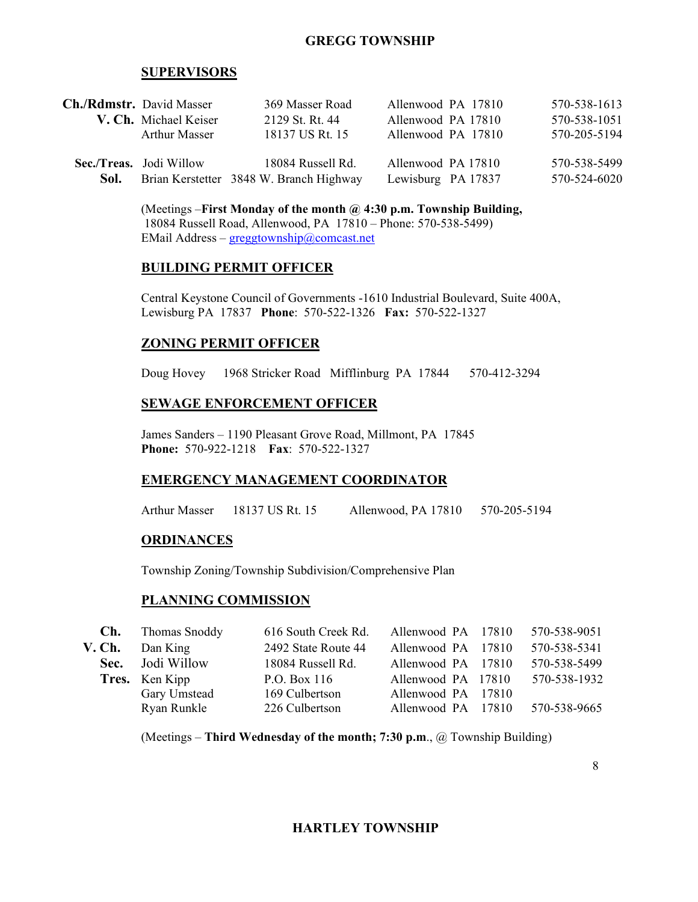# GREGG TOWNSHIP

## SUPERVISORS

| | | | | |
|---|---|---|---|---|
| **Ch./Rdmstr.** | David Masser | 369 Masser Road | Allenwood PA 17810 | 570-538-1613 |
| **V. Ch.** | Michael Keiser | 2129 St. Rt. 44 | Allenwood PA 17810 | 570-538-1051 |
| | Arthur Masser | 18137 US Rt. 15 | Allenwood PA 17810 | 570-205-5194 |
| **Sec./Treas.** | Jodi Willow | 18084 Russell Rd. | Allenwood PA 17810 | 570-538-5499 |
| **Sol.** | Brian Kerstetter | 3848 W. Branch Highway | Lewisburg PA 17837 | 570-524-6020 |

(Meetings –**First Monday of the month @ 4:30 p.m. Township Building,** 18084 Russell Road, Allenwood, PA 17810 – Phone: 570-538-5499)
EMail Address – greggtownship@comcast.net

## BUILDING PERMIT OFFICER

Central Keystone Council of Governments -1610 Industrial Boulevard, Suite 400A, Lewisburg PA 17837 **Phone**: 570-522-1326 **Fax:** 570-522-1327

## ZONING PERMIT OFFICER

Doug Hovey 1968 Stricker Road Mifflinburg PA 17844 570-412-3294

## SEWAGE ENFORCEMENT OFFICER

James Sanders – 1190 Pleasant Grove Road, Millmont, PA 17845
**Phone:** 570-922-1218 **Fax**: 570-522-1327

## EMERGENCY MANAGEMENT COORDINATOR

Arthur Masser 18137 US Rt. 15 Allenwood, PA 17810 570-205-5194

## ORDINANCES

Township Zoning/Township Subdivision/Comprehensive Plan

## PLANNING COMMISSION

| | | | | |
|---|---|---|---|---|
| **Ch.** | Thomas Snoddy | 616 South Creek Rd. | Allenwood PA 17810 | 570-538-9051 |
| **V. Ch.** | Dan King | 2492 State Route 44 | Allenwood PA 17810 | 570-538-5341 |
| **Sec.** | Jodi Willow | 18084 Russell Rd. | Allenwood PA 17810 | 570-538-5499 |
| **Tres.** | Ken Kipp | P.O. Box 116 | Allenwood PA 17810 | 570-538-1932 |
| | Gary Umstead | 169 Culbertson | Allenwood PA 17810 | |
| | Ryan Runkle | 226 Culbertson | Allenwood PA 17810 | 570-538-9665 |

(Meetings – **Third Wednesday of the month; 7:30 p.m**., @ Township Building)

# HARTLEY TOWNSHIP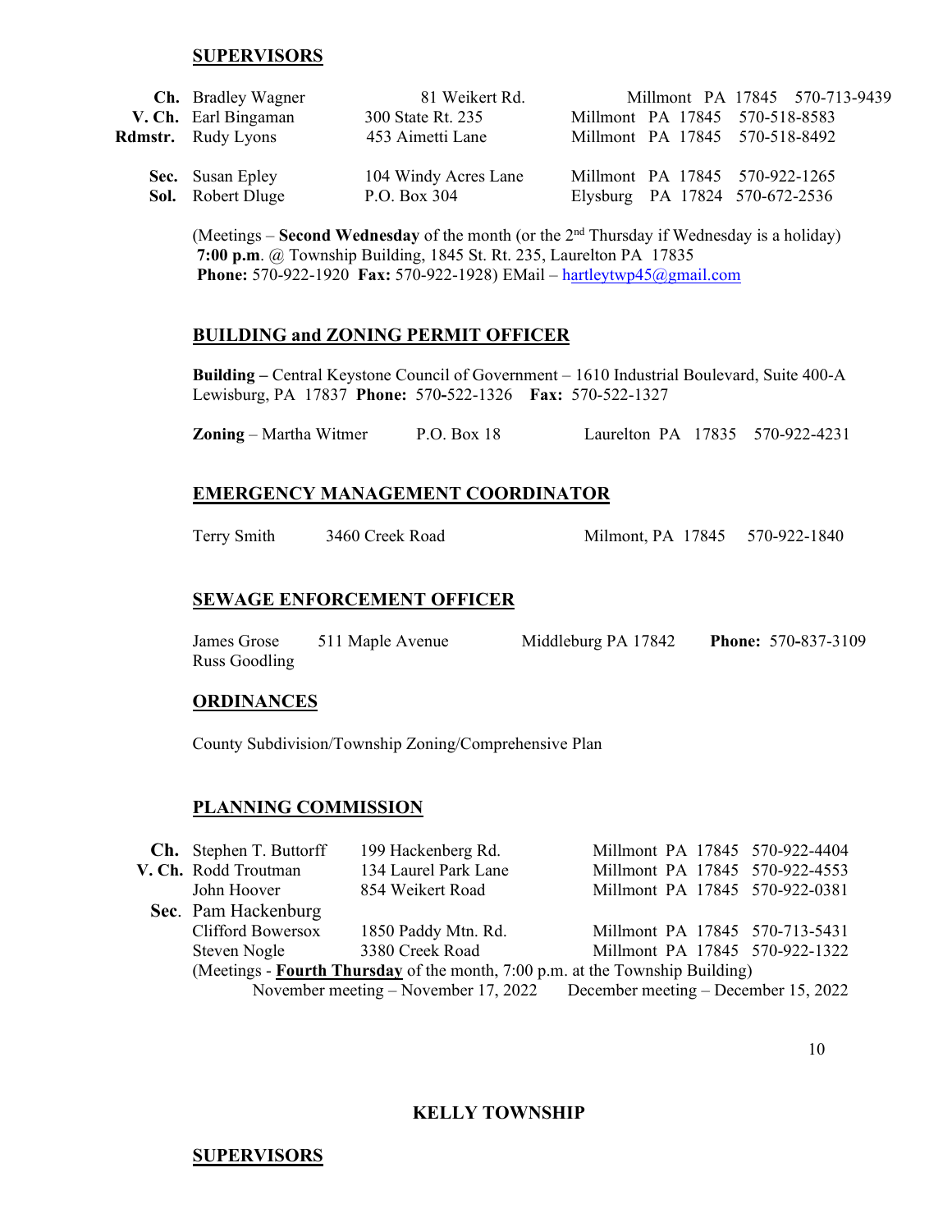## SUPERVISORS

| | | | |
|---|---|---|---|
| **Ch.** | Bradley Wagner | 81 Weikert Rd. | Millmont PA 17845 570-713-9439 |
| **V. Ch.** | Earl Bingaman | 300 State Rt. 235 | Millmont PA 17845 570-518-8583 |
| **Rdmstr.** | Rudy Lyons | 453 Aimetti Lane | Millmont PA 17845 570-518-8492 |
| **Sec.** | Susan Epley | 104 Windy Acres Lane | Millmont PA 17845 570-922-1265 |
| **Sol.** | Robert Dluge | P.O. Box 304 | Elysburg PA 17824 570-672-2536 |

(Meetings – **Second Wednesday** of the month (or the 2nd Thursday if Wednesday is a holiday) **7:00 p.m**. @ Township Building, 1845 St. Rt. 235, Laurelton PA 17835 **Phone:** 570-922-1920 **Fax:** 570-922-1928) EMail – hartleytwp45@gmail.com

## BUILDING and ZONING PERMIT OFFICER

**Building –** Central Keystone Council of Government – 1610 Industrial Boulevard, Suite 400-A Lewisburg, PA 17837 **Phone:** 570-522-1326 **Fax:** 570-522-1327

**Zoning** – Martha Witmer P.O. Box 18 Laurelton PA 17835 570-922-4231

## EMERGENCY MANAGEMENT COORDINATOR

Terry Smith 3460 Creek Road Milmont, PA 17845 570-922-1840

## SEWAGE ENFORCEMENT OFFICER

James Grose 511 Maple Avenue Middleburg PA 17842 **Phone:** 570-837-3109
Russ Goodling

## ORDINANCES

County Subdivision/Township Zoning/Comprehensive Plan

## PLANNING COMMISSION

| | | | |
|---|---|---|---|
| **Ch.** | Stephen T. Buttorff | 199 Hackenberg Rd. | Millmont PA 17845 570-922-4404 |
| **V. Ch.** | Rodd Troutman | 134 Laurel Park Lane | Millmont PA 17845 570-922-4553 |
| | John Hoover | 854 Weikert Road | Millmont PA 17845 570-922-0381 |
| **Sec**. | Pam Hackenburg | | |
| | Clifford Bowersox | 1850 Paddy Mtn. Rd. | Millmont PA 17845 570-713-5431 |
| | Steven Nogle | 3380 Creek Road | Millmont PA 17845 570-922-1322 |

(Meetings - **Fourth Thursday** of the month, 7:00 p.m. at the Township Building)
November meeting – November 17, 2022 December meeting – December 15, 2022

# KELLY TOWNSHIP

## SUPERVISORS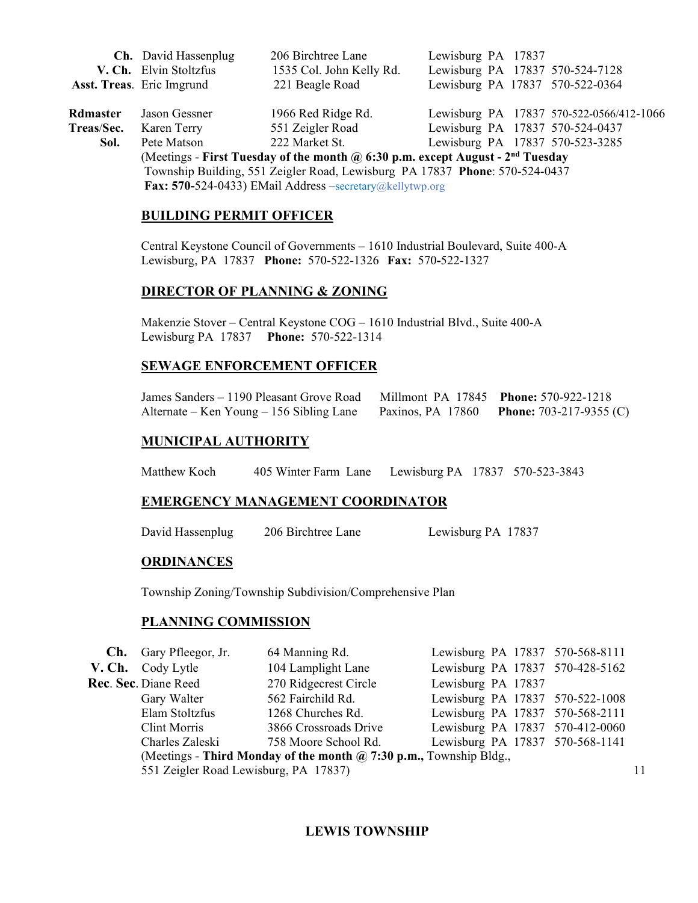| | | | |
|---|---|---|---|
| **Ch.** | David Hassenplug | 206 Birchtree Lane | Lewisburg PA 17837 |
| **V. Ch.** | Elvin Stoltzfus | 1535 Col. John Kelly Rd. | Lewisburg PA 17837 570-524-7128 |
| **Asst. Treas**. | Eric Imgrund | 221 Beagle Road | Lewisburg PA 17837 570-522-0364 |
| **Rdmaster** | Jason Gessner | 1966 Red Ridge Rd. | Lewisburg PA 17837 570-522-0566/412-1066 |
| **Treas/Sec.** | Karen Terry | 551 Zeigler Road | Lewisburg PA 17837 570-524-0437 |
| **Sol.** | Pete Matson | 222 Market St. | Lewisburg PA 17837 570-523-3285 |

(Meetings - **First Tuesday of the month @ 6:30 p.m. except August - 2nd Tuesday** Township Building, 551 Zeigler Road, Lewisburg PA 17837 **Phone**: 570-524-0437 **Fax: 570-**524-0433) EMail Address –secretary@kellytwp.org

## BUILDING PERMIT OFFICER

Central Keystone Council of Governments – 1610 Industrial Boulevard, Suite 400-A Lewisburg, PA 17837 **Phone:** 570-522-1326 **Fax:** 570**-**522-1327

## DIRECTOR OF PLANNING & ZONING

Makenzie Stover – Central Keystone COG – 1610 Industrial Blvd., Suite 400-A Lewisburg PA 17837 **Phone:** 570-522-1314

## SEWAGE ENFORCEMENT OFFICER

James Sanders – 1190 Pleasant Grove Road Millmont PA 17845 **Phone:** 570-922-1218
Alternate – Ken Young – 156 Sibling Lane Paxinos, PA 17860 **Phone:** 703-217-9355 (C)

## MUNICIPAL AUTHORITY

Matthew Koch 405 Winter Farm Lane Lewisburg PA 17837 570-523-3843

## EMERGENCY MANAGEMENT COORDINATOR

David Hassenplug 206 Birchtree Lane Lewisburg PA 17837

## ORDINANCES

Township Zoning/Township Subdivision/Comprehensive Plan

## PLANNING COMMISSION

| | | | |
|---|---|---|---|
| **Ch.** | Gary Pfleegor, Jr. | 64 Manning Rd. | Lewisburg PA 17837 570-568-8111 |
| **V. Ch.** | Cody Lytle | 104 Lamplight Lane | Lewisburg PA 17837 570-428-5162 |
| **Rec. Sec.** | Diane Reed | 270 Ridgecrest Circle | Lewisburg PA 17837 |
| | Gary Walter | 562 Fairchild Rd. | Lewisburg PA 17837 570-522-1008 |
| | Elam Stoltzfus | 1268 Churches Rd. | Lewisburg PA 17837 570-568-2111 |
| | Clint Morris | 3866 Crossroads Drive | Lewisburg PA 17837 570-412-0060 |
| | Charles Zaleski | 758 Moore School Rd. | Lewisburg PA 17837 570-568-1141 |

(Meetings - **Third Monday of the month @ 7:30 p.m.,** Township Bldg., 551 Zeigler Road Lewisburg, PA 17837)

**LEWIS TOWNSHIP**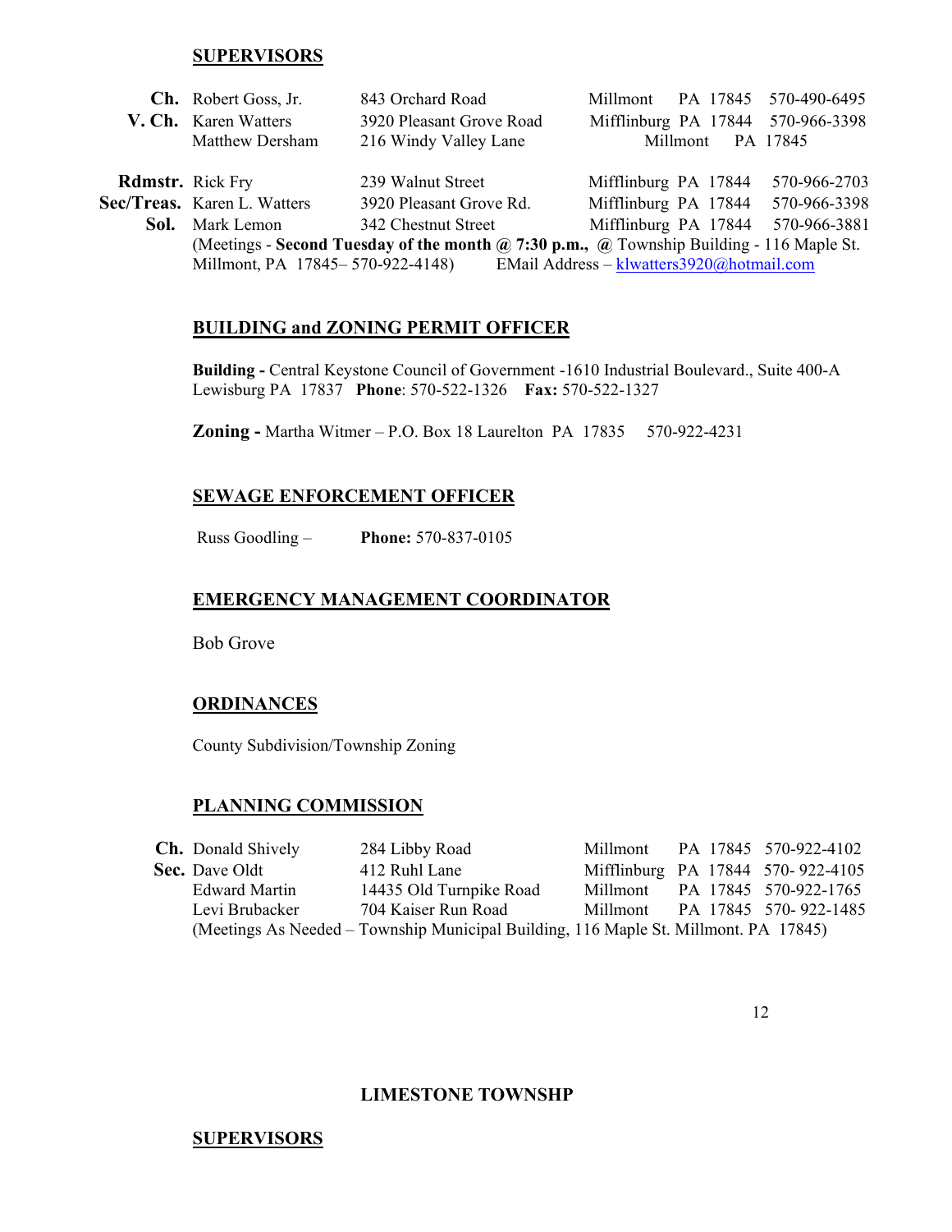## SUPERVISORS

| | | | | |
|---|---|---|---|---|
| **Ch.** | Robert Goss, Jr. | 843 Orchard Road | Millmont PA 17845 | 570-490-6495 |
| **V. Ch.** | Karen Watters | 3920 Pleasant Grove Road | Mifflinburg PA 17844 | 570-966-3398 |
| | Matthew Dersham | 216 Windy Valley Lane | Millmont PA 17845 | |
| **Rdmstr.** | Rick Fry | 239 Walnut Street | Mifflinburg PA 17844 | 570-966-2703 |
| **Sec/Treas.** | Karen L. Watters | 3920 Pleasant Grove Rd. | Mifflinburg PA 17844 | 570-966-3398 |
| **Sol.** | Mark Lemon | 342 Chestnut Street | Mifflinburg PA 17844 | 570-966-3881 |

(Meetings - **Second Tuesday of the month @ 7:30 p.m., @** Township Building - 116 Maple St. Millmont, PA 17845– 570-922-4148) EMail Address – klwatters3920@hotmail.com

## BUILDING and ZONING PERMIT OFFICER

**Building -** Central Keystone Council of Government -1610 Industrial Boulevard., Suite 400-A Lewisburg PA 17837 **Phone**: 570-522-1326 **Fax:** 570-522-1327

**Zoning -** Martha Witmer – P.O. Box 18 Laurelton PA 17835 570-922-4231

## SEWAGE ENFORCEMENT OFFICER

Russ Goodling – **Phone:** 570-837-0105

## EMERGENCY MANAGEMENT COORDINATOR

Bob Grove

## ORDINANCES

County Subdivision/Township Zoning

## PLANNING COMMISSION

| | | | | |
|---|---|---|---|---|
| **Ch.** | Donald Shively | 284 Libby Road | Millmont PA 17845 | 570-922-4102 |
| **Sec.** | Dave Oldt | 412 Ruhl Lane | Mifflinburg PA 17844 | 570- 922-4105 |
| | Edward Martin | 14435 Old Turnpike Road | Millmont PA 17845 | 570-922-1765 |
| | Levi Brubacker | 704 Kaiser Run Road | Millmont PA 17845 | 570- 922-1485 |

(Meetings As Needed – Township Municipal Building, 116 Maple St. Millmont. PA 17845)

# LIMESTONE TOWNSHP

## SUPERVISORS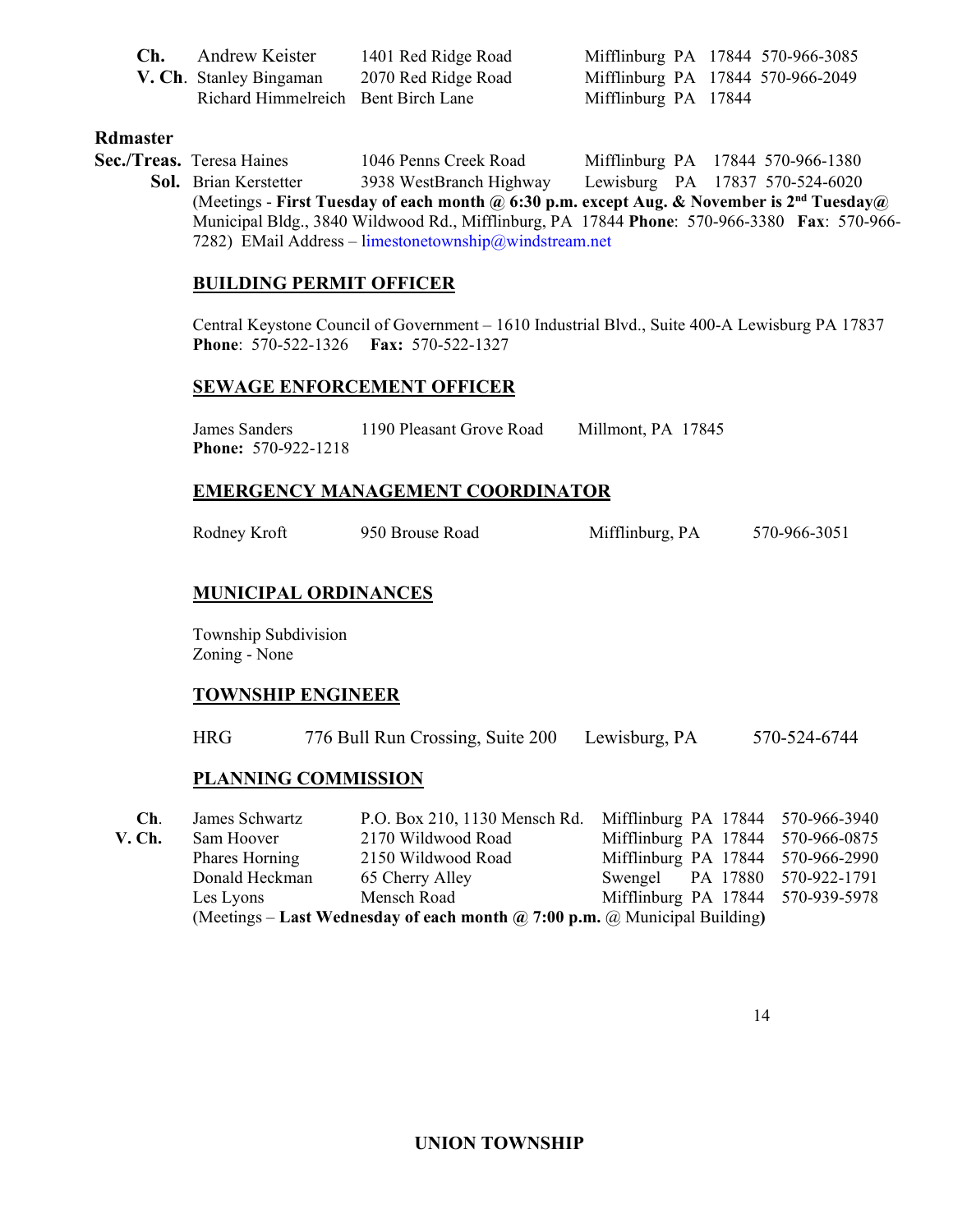| | | | |
|---|---|---|---|
| **Ch.** | Andrew Keister | 1401 Red Ridge Road | Mifflinburg PA 17844 570-966-3085 |
| **V. Ch.** | Stanley Bingaman | 2070 Red Ridge Road | Mifflinburg PA 17844 570-966-2049 |
| | Richard Himmelreich | Bent Birch Lane | Mifflinburg PA 17844 |

**Rdmaster**

| | | | |
|---|---|---|---|
| **Sec./Treas.** | Teresa Haines | 1046 Penns Creek Road | Mifflinburg PA 17844 570-966-1380 |
| **Sol.** | Brian Kerstetter | 3938 WestBranch Highway | Lewisburg PA 17837 570-524-6020 |

(Meetings - **First Tuesday of each month @ 6:30 p.m. except Aug. & November is 2nd Tuesday@** Municipal Bldg., 3840 Wildwood Rd., Mifflinburg, PA 17844 **Phone**: 570-966-3380 **Fax**: 570-966-7282) EMail Address – limestonetownship@windstream.net

## BUILDING PERMIT OFFICER

Central Keystone Council of Government – 1610 Industrial Blvd., Suite 400-A Lewisburg PA 17837
**Phone**: 570-522-1326 **Fax:** 570-522-1327

## SEWAGE ENFORCEMENT OFFICER

James Sanders 1190 Pleasant Grove Road Millmont, PA 17845
**Phone:** 570-922-1218

## EMERGENCY MANAGEMENT COORDINATOR

Rodney Kroft 950 Brouse Road Mifflinburg, PA 570-966-3051

## MUNICIPAL ORDINANCES

Township Subdivision
Zoning - None

## TOWNSHIP ENGINEER

HRG 776 Bull Run Crossing, Suite 200 Lewisburg, PA 570-524-6744

## PLANNING COMMISSION

| | | | | |
|---|---|---|---|---|
| **Ch.** | James Schwartz | P.O. Box 210, 1130 Mensch Rd. | Mifflinburg PA 17844 | 570-966-3940 |
| **V. Ch.** | Sam Hoover | 2170 Wildwood Road | Mifflinburg PA 17844 | 570-966-0875 |
| | Phares Horning | 2150 Wildwood Road | Mifflinburg PA 17844 | 570-966-2990 |
| | Donald Heckman | 65 Cherry Alley | Swengel PA 17880 | 570-922-1791 |
| | Les Lyons | Mensch Road | Mifflinburg PA 17844 | 570-939-5978 |

(Meetings – **Last Wednesday of each month @ 7:00 p.m.** @ Municipal Building**)**

**UNION TOWNSHIP**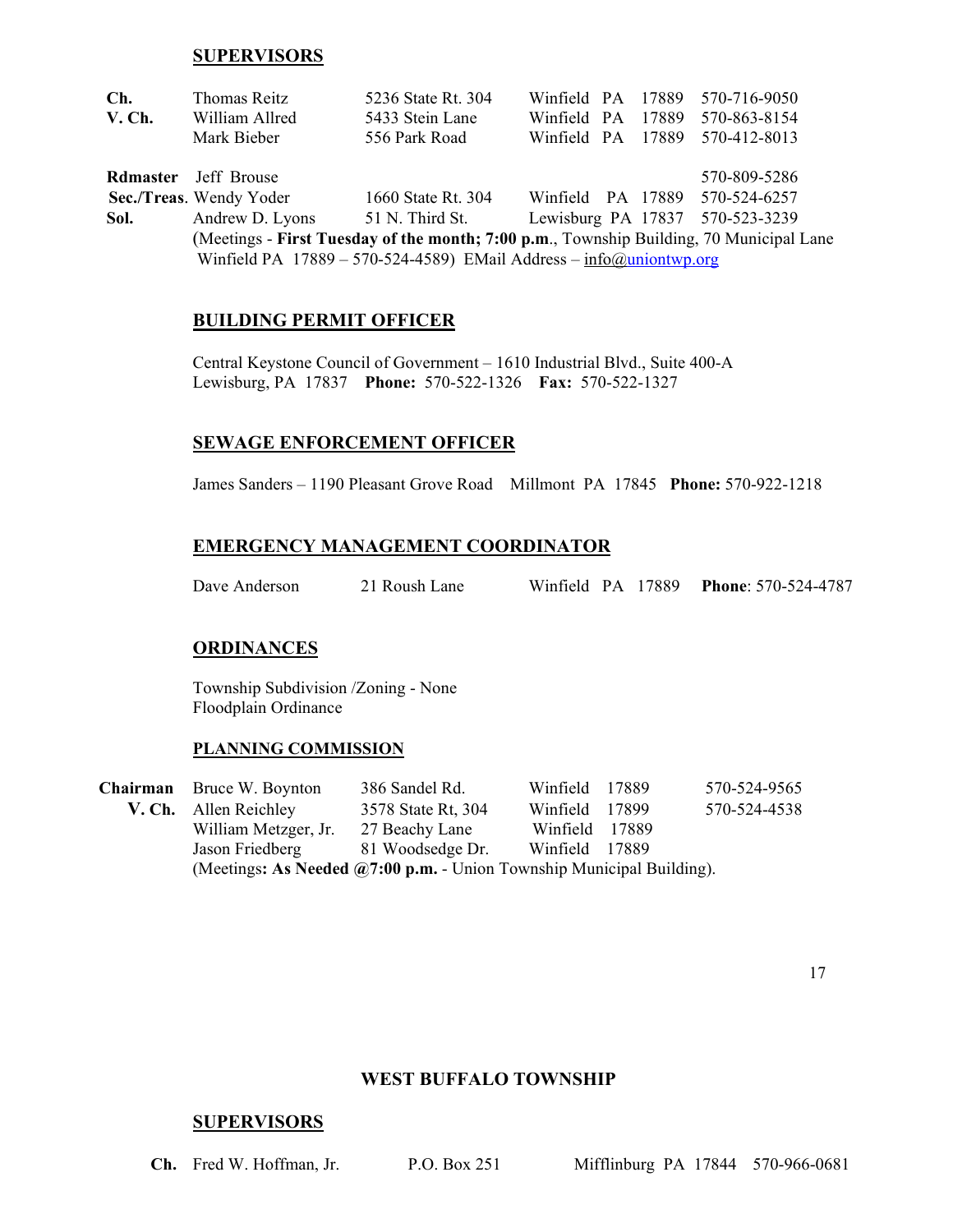## SUPERVISORS

| | | | | |
|---|---|---|---|---|
| **Ch.** | Thomas Reitz | 5236 State Rt. 304 | Winfield PA 17889 | 570-716-9050 |
| **V. Ch.** | William Allred | 5433 Stein Lane | Winfield PA 17889 | 570-863-8154 |
| | Mark Bieber | 556 Park Road | Winfield PA 17889 | 570-412-8013 |
| **Rdmaster** | Jeff Brouse | | | 570-809-5286 |
| **Sec./Treas.** | Wendy Yoder | 1660 State Rt. 304 | Winfield PA 17889 | 570-524-6257 |
| **Sol.** | Andrew D. Lyons | 51 N. Third St. | Lewisburg PA 17837 | 570-523-3239 |

(Meetings - **First Tuesday of the month; 7:00 p.m**., Township Building, 70 Municipal Lane Winfield PA 17889 – 570-524-4589) EMail Address – info@uniontwp.org

## BUILDING PERMIT OFFICER

Central Keystone Council of Government – 1610 Industrial Blvd., Suite 400-A
Lewisburg, PA 17837 **Phone:** 570-522-1326 **Fax:** 570-522-1327

## SEWAGE ENFORCEMENT OFFICER

James Sanders – 1190 Pleasant Grove Road Millmont PA 17845 **Phone:** 570-922-1218

## EMERGENCY MANAGEMENT COORDINATOR

Dave Anderson 21 Roush Lane Winfield PA 17889 **Phone**: 570-524-4787

## ORDINANCES

Township Subdivision /Zoning - None
Floodplain Ordinance

### PLANNING COMMISSION

| | | | | |
|---|---|---|---|---|
| **Chairman** | Bruce W. Boynton | 386 Sandel Rd. | Winfield 17889 | 570-524-9565 |
| **V. Ch.** | Allen Reichley | 3578 State Rt, 304 | Winfield 17899 | 570-524-4538 |
| | William Metzger, Jr. | 27 Beachy Lane | Winfield 17889 | |
| | Jason Friedberg | 81 Woodsedge Dr. | Winfield 17889 | |

(Meetings**: As Needed @7:00 p.m.** - Union Township Municipal Building).

# WEST BUFFALO TOWNSHIP

## SUPERVISORS

| | | | | |
|---|---|---|---|---|
| **Ch.** | Fred W. Hoffman, Jr. | P.O. Box 251 | Mifflinburg PA 17844 | 570-966-0681 |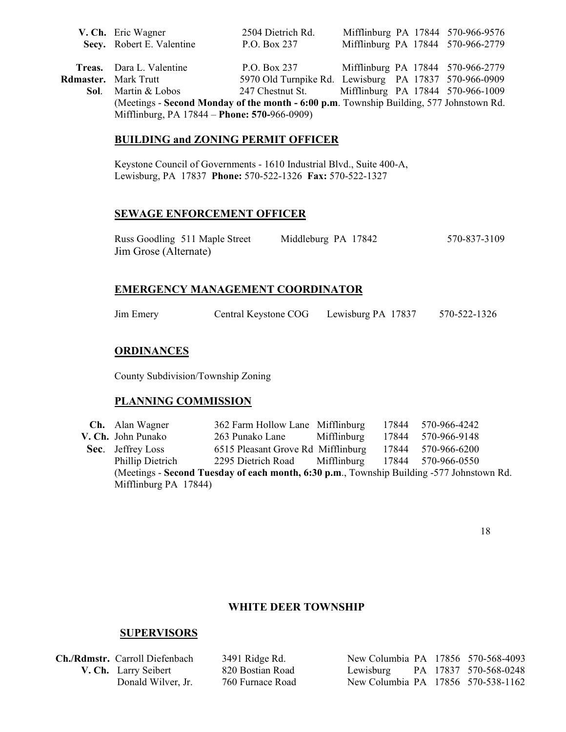| | | | | |
|---|---|---|---|---|
| **V. Ch.** | Eric Wagner | 2504 Dietrich Rd. | Mifflinburg PA 17844 | 570-966-9576 |
| **Secy.** | Robert E. Valentine | P.O. Box 237 | Mifflinburg PA 17844 | 570-966-2779 |
| **Treas.** | Dara L. Valentine | P.O. Box 237 | Mifflinburg PA 17844 | 570-966-2779 |
| **Rdmaster.** | Mark Trutt | 5970 Old Turnpike Rd. | Lewisburg PA 17837 | 570-966-0909 |
| **Sol**. | Martin & Lobos | 247 Chestnut St. | Mifflinburg PA 17844 | 570-966-1009 |

(Meetings - **Second Monday of the month - 6:00 p.m**. Township Building, 577 Johnstown Rd. Mifflinburg, PA 17844 – **Phone: 570-**966-0909)

## BUILDING and ZONING PERMIT OFFICER

Keystone Council of Governments - 1610 Industrial Blvd., Suite 400-A, Lewisburg, PA 17837 **Phone:** 570-522-1326 **Fax:** 570-522-1327

## SEWAGE ENFORCEMENT OFFICER

| | | |
|---|---|---|
| Russ Goodling 511 Maple Street | Middleburg PA 17842 | 570-837-3109 |
| Jim Grose (Alternate) | | |

## EMERGENCY MANAGEMENT COORDINATOR

| | | | |
|---|---|---|---|
| Jim Emery | Central Keystone COG | Lewisburg PA 17837 | 570-522-1326 |

## ORDINANCES

County Subdivision/Township Zoning

## PLANNING COMMISSION

| | | | | | |
|---|---|---|---|---|---|
| **Ch.** | Alan Wagner | 362 Farm Hollow Lane | Mifflinburg | 17844 | 570-966-4242 |
| **V. Ch.** | John Punako | 263 Punako Lane | Mifflinburg | 17844 | 570-966-9148 |
| **Sec**. | Jeffrey Loss | 6515 Pleasant Grove Rd | Mifflinburg | 17844 | 570-966-6200 |
| | Phillip Dietrich | 2295 Dietrich Road | Mifflinburg | 17844 | 570-966-0550 |

(Meetings - **Second Tuesday of each month, 6:30 p.m**., Township Building -577 Johnstown Rd. Mifflinburg PA 17844)

# WHITE DEER TOWNSHIP

## SUPERVISORS

| | | | | |
|---|---|---|---|---|
| **Ch./Rdmstr.** | Carroll Diefenbach | 3491 Ridge Rd. | New Columbia PA 17856 | 570-568-4093 |
| **V. Ch.** | Larry Seibert | 820 Bostian Road | Lewisburg PA 17837 | 570-568-0248 |
| | Donald Wilver, Jr. | 760 Furnace Road | New Columbia PA 17856 | 570-538-1162 |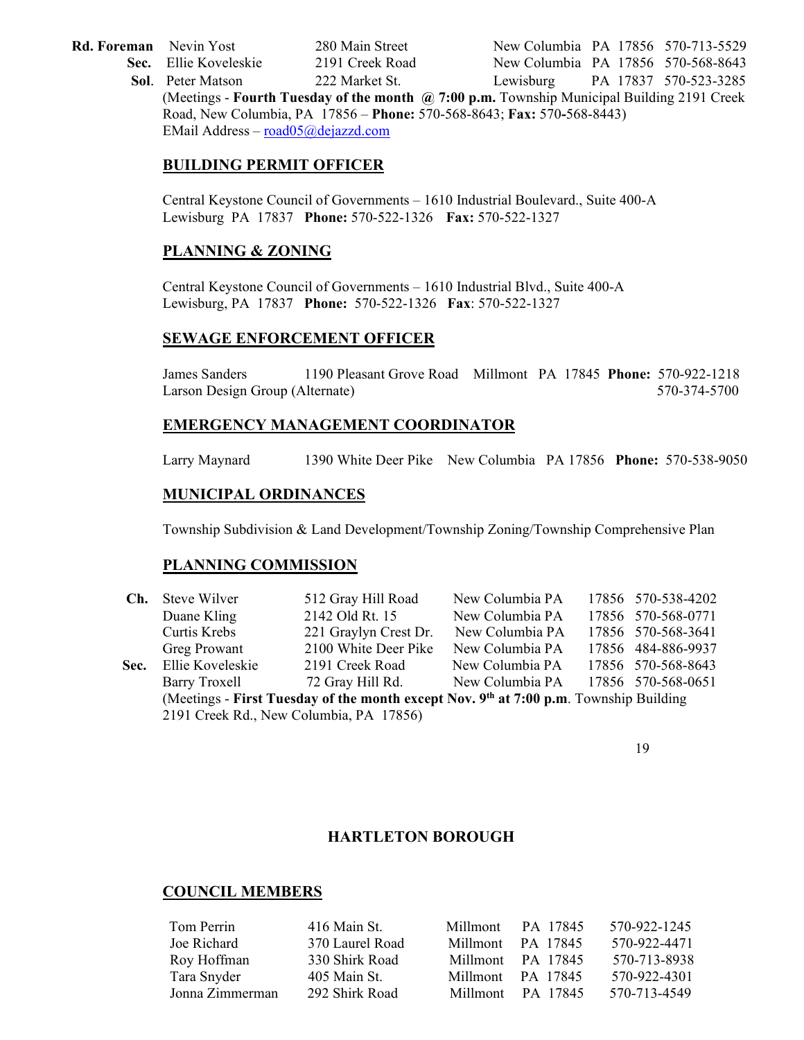| | | | | | | |
|---|---|---|---|---|---|---|
| **Rd. Foreman** | Nevin Yost | 280 Main Street | New Columbia | PA | 17856 | 570-713-5529 |
| **Sec.** | Ellie Koveleskie | 2191 Creek Road | New Columbia | PA | 17856 | 570-568-8643 |
| **Sol.** | Peter Matson | 222 Market St. | Lewisburg | PA | 17837 | 570-523-3285 |

(Meetings - **Fourth Tuesday of the month @ 7:00 p.m.** Township Municipal Building 2191 Creek Road, New Columbia, PA 17856 – **Phone:** 570-568-8643; **Fax:** 570-568-8443)
EMail Address – road05@dejazzd.com

## BUILDING PERMIT OFFICER

Central Keystone Council of Governments – 1610 Industrial Boulevard., Suite 400-A
Lewisburg PA 17837 **Phone:** 570-522-1326 **Fax:** 570-522-1327

## PLANNING & ZONING

Central Keystone Council of Governments – 1610 Industrial Blvd., Suite 400-A
Lewisburg, PA 17837 **Phone:** 570-522-1326 **Fax**: 570-522-1327

## SEWAGE ENFORCEMENT OFFICER

James Sanders 1190 Pleasant Grove Road Millmont PA 17845 **Phone:** 570-922-1218
Larson Design Group (Alternate) 570-374-5700

## EMERGENCY MANAGEMENT COORDINATOR

Larry Maynard 1390 White Deer Pike New Columbia PA 17856 **Phone:** 570-538-9050

## MUNICIPAL ORDINANCES

Township Subdivision & Land Development/Township Zoning/Township Comprehensive Plan

## PLANNING COMMISSION

| | | | | | |
|---|---|---|---|---|---|
| **Ch.** | Steve Wilver | 512 Gray Hill Road | New Columbia PA | 17856 | 570-538-4202 |
| | Duane Kling | 2142 Old Rt. 15 | New Columbia PA | 17856 | 570-568-0771 |
| | Curtis Krebs | 221 Graylyn Crest Dr. | New Columbia PA | 17856 | 570-568-3641 |
| | Greg Prowant | 2100 White Deer Pike | New Columbia PA | 17856 | 484-886-9937 |
| **Sec.** | Ellie Koveleskie | 2191 Creek Road | New Columbia PA | 17856 | 570-568-8643 |
| | Barry Troxell | 72 Gray Hill Rd. | New Columbia PA | 17856 | 570-568-0651 |

(Meetings - **First Tuesday of the month except Nov. 9th at 7:00 p.m**. Township Building 2191 Creek Rd., New Columbia, PA 17856)

# HARTLETON BOROUGH

## COUNCIL MEMBERS

| | | | | |
|---|---|---|---|---|
| Tom Perrin | 416 Main St. | Millmont | PA 17845 | 570-922-1245 |
| Joe Richard | 370 Laurel Road | Millmont | PA 17845 | 570-922-4471 |
| Roy Hoffman | 330 Shirk Road | Millmont | PA 17845 | 570-713-8938 |
| Tara Snyder | 405 Main St. | Millmont | PA 17845 | 570-922-4301 |
| Jonna Zimmerman | 292 Shirk Road | Millmont | PA 17845 | 570-713-4549 |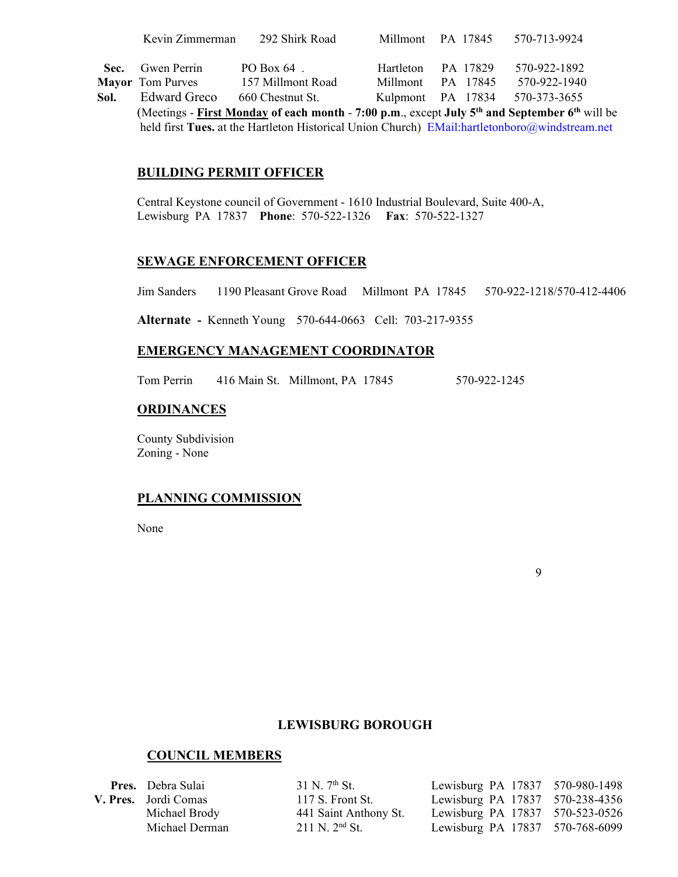| | Name | Address | City | State/ZIP | Phone |
|---|---|---|---|---|---|
| | Kevin Zimmerman | 292 Shirk Road | Millmont | PA 17845 | 570-713-9924 |
| **Sec.** | Gwen Perrin | PO Box 64 . | Hartleton | PA 17829 | 570-922-1892 |
| **Mayor** | Tom Purves | 157 Millmont Road | Millmont | PA 17845 | 570-922-1940 |
| **Sol.** | Edward Greco | 660 Chestnut St. | Kulpmont | PA 17834 | 570-373-3655 |

(Meetings - **First Monday of each month** - **7:00 p.m**., except **July 5th and September 6th** will be held first **Tues.** at the Hartleton Historical Union Church) EMail:hartletonboro@windstream.net

## BUILDING PERMIT OFFICER

Central Keystone council of Government - 1610 Industrial Boulevard, Suite 400-A, Lewisburg PA 17837 **Phone**: 570-522-1326 **Fax**: 570-522-1327

## SEWAGE ENFORCEMENT OFFICER

Jim Sanders 1190 Pleasant Grove Road Millmont PA 17845 570-922-1218/570-412-4406

**Alternate -** Kenneth Young 570-644-0663 Cell: 703-217-9355

## EMERGENCY MANAGEMENT COORDINATOR

Tom Perrin 416 Main St. Millmont, PA 17845 570-922-1245

## ORDINANCES

County Subdivision
Zoning - None

## PLANNING COMMISSION

None

# LEWISBURG BOROUGH

## COUNCIL MEMBERS

| | Name | Address | City/State/ZIP | Phone |
|---|---|---|---|---|
| **Pres.** | Debra Sulai | 31 N. 7th St. | Lewisburg PA 17837 | 570-980-1498 |
| **V. Pres.** | Jordi Comas | 117 S. Front St. | Lewisburg PA 17837 | 570-238-4356 |
| | Michael Brody | 441 Saint Anthony St. | Lewisburg PA 17837 | 570-523-0526 |
| | Michael Derman | 211 N. 2nd St. | Lewisburg PA 17837 | 570-768-6099 |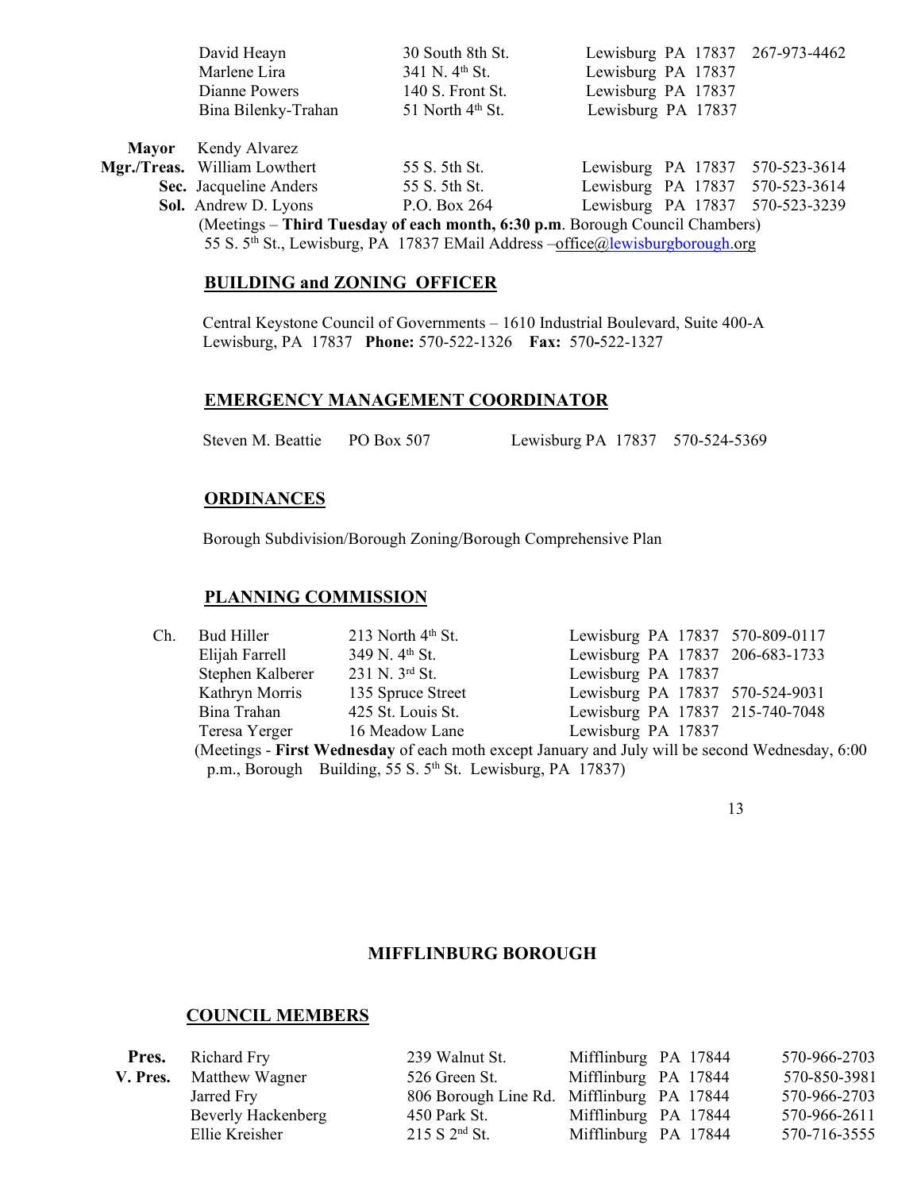| | | | |
|---|---|---|---|
| David Heayn | 30 South 8th St. | Lewisburg PA 17837 | 267-973-4462 |
| Marlene Lira | 341 N. 4th St. | Lewisburg PA 17837 | |
| Dianne Powers | 140 S. Front St. | Lewisburg PA 17837 | |
| Bina Bilenky-Trahan | 51 North 4th St. | Lewisburg PA 17837 | |

| | | | | |
|---|---|---|---|---|
| **Mayor** | Kendy Alvarez | | | |
| **Mgr./Treas.** | William Lowthert | 55 S. 5th St. | Lewisburg PA 17837 | 570-523-3614 |
| **Sec.** | Jacqueline Anders | 55 S. 5th St. | Lewisburg PA 17837 | 570-523-3614 |
| **Sol.** | Andrew D. Lyons | P.O. Box 264 | Lewisburg PA 17837 | 570-523-3239 |

(Meetings – **Third Tuesday of each month, 6:30 p.m**. Borough Council Chambers) 55 S. 5th St., Lewisburg, PA 17837 EMail Address –office@lewisburgborough.org

## BUILDING and ZONING OFFICER

Central Keystone Council of Governments – 1610 Industrial Boulevard, Suite 400-A Lewisburg, PA 17837 **Phone:** 570-522-1326 **Fax:** 570-522-1327

## EMERGENCY MANAGEMENT COORDINATOR

Steven M. Beattie PO Box 507 Lewisburg PA 17837 570-524-5369

## ORDINANCES

Borough Subdivision/Borough Zoning/Borough Comprehensive Plan

## PLANNING COMMISSION

| | | | | |
|---|---|---|---|---|
| Ch. | Bud Hiller | 213 North 4th St. | Lewisburg PA 17837 | 570-809-0117 |
| | Elijah Farrell | 349 N. 4th St. | Lewisburg PA 17837 | 206-683-1733 |
| | Stephen Kalberer | 231 N. 3rd St. | Lewisburg PA 17837 | |
| | Kathryn Morris | 135 Spruce Street | Lewisburg PA 17837 | 570-524-9031 |
| | Bina Trahan | 425 St. Louis St. | Lewisburg PA 17837 | 215-740-7048 |
| | Teresa Yerger | 16 Meadow Lane | Lewisburg PA 17837 | |

(Meetings - **First Wednesday** of each moth except January and July will be second Wednesday, 6:00 p.m., Borough Building, 55 S. 5th St. Lewisburg, PA 17837)

# MIFFLINBURG BOROUGH

## COUNCIL MEMBERS

| | | | | |
|---|---|---|---|---|
| **Pres.** | Richard Fry | 239 Walnut St. | Mifflinburg PA 17844 | 570-966-2703 |
| **V. Pres.** | Matthew Wagner | 526 Green St. | Mifflinburg PA 17844 | 570-850-3981 |
| | Jarred Fry | 806 Borough Line Rd. | Mifflinburg PA 17844 | 570-966-2703 |
| | Beverly Hackenberg | 450 Park St. | Mifflinburg PA 17844 | 570-966-2611 |
| | Ellie Kreisher | 215 S 2nd St. | Mifflinburg PA 17844 | 570-716-3555 |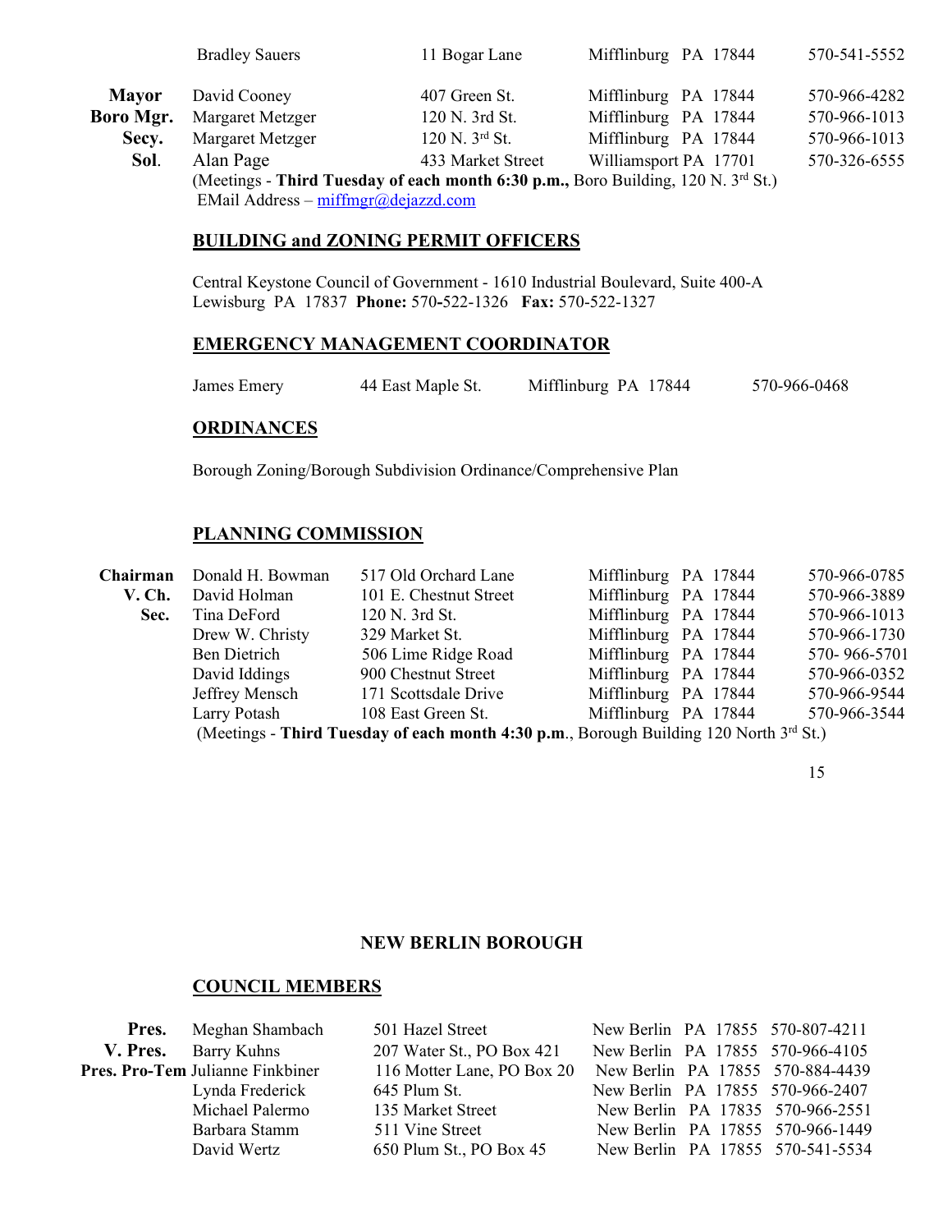| | Name | Address | City/State/Zip | Phone |
|---|---|---|---|---|
| | Bradley Sauers | 11 Bogar Lane | Mifflinburg PA 17844 | 570-541-5552 |
| **Mayor** | David Cooney | 407 Green St. | Mifflinburg PA 17844 | 570-966-4282 |
| **Boro Mgr.** | Margaret Metzger | 120 N. 3rd St. | Mifflinburg PA 17844 | 570-966-1013 |
| **Secy.** | Margaret Metzger | 120 N. 3rd St. | Mifflinburg PA 17844 | 570-966-1013 |
| **Sol.** | Alan Page | 433 Market Street | Williamsport PA 17701 | 570-326-6555 |

(Meetings - **Third Tuesday of each month 6:30 p.m.,** Boro Building, 120 N. 3rd St.)
EMail Address – miffmgr@dejazzd.com

## BUILDING and ZONING PERMIT OFFICERS

Central Keystone Council of Government - 1610 Industrial Boulevard, Suite 400-A
Lewisburg PA 17837 **Phone:** 570-522-1326 **Fax:** 570-522-1327

## EMERGENCY MANAGEMENT COORDINATOR

| Name | Address | City/State/Zip | Phone |
|---|---|---|---|
| James Emery | 44 East Maple St. | Mifflinburg PA 17844 | 570-966-0468 |

## ORDINANCES

Borough Zoning/Borough Subdivision Ordinance/Comprehensive Plan

## PLANNING COMMISSION

| | Name | Address | City/State/Zip | Phone |
|---|---|---|---|---|
| **Chairman** | Donald H. Bowman | 517 Old Orchard Lane | Mifflinburg PA 17844 | 570-966-0785 |
| **V. Ch.** | David Holman | 101 E. Chestnut Street | Mifflinburg PA 17844 | 570-966-3889 |
| **Sec.** | Tina DeFord | 120 N. 3rd St. | Mifflinburg PA 17844 | 570-966-1013 |
| | Drew W. Christy | 329 Market St. | Mifflinburg PA 17844 | 570-966-1730 |
| | Ben Dietrich | 506 Lime Ridge Road | Mifflinburg PA 17844 | 570- 966-5701 |
| | David Iddings | 900 Chestnut Street | Mifflinburg PA 17844 | 570-966-0352 |
| | Jeffrey Mensch | 171 Scottsdale Drive | Mifflinburg PA 17844 | 570-966-9544 |
| | Larry Potash | 108 East Green St. | Mifflinburg PA 17844 | 570-966-3544 |

(Meetings - **Third Tuesday of each month 4:30 p.m**., Borough Building 120 North 3rd St.)

# NEW BERLIN BOROUGH

## COUNCIL MEMBERS

| | Name | Address | City/State/Zip | Phone |
|---|---|---|---|---|
| **Pres.** | Meghan Shambach | 501 Hazel Street | New Berlin PA 17855 | 570-807-4211 |
| **V. Pres.** | Barry Kuhns | 207 Water St., PO Box 421 | New Berlin PA 17855 | 570-966-4105 |
| **Pres. Pro-Tem** | Julianne Finkbiner | 116 Motter Lane, PO Box 20 | New Berlin PA 17855 | 570-884-4439 |
| | Lynda Frederick | 645 Plum St. | New Berlin PA 17855 | 570-966-2407 |
| | Michael Palermo | 135 Market Street | New Berlin PA 17835 | 570-966-2551 |
| | Barbara Stamm | 511 Vine Street | New Berlin PA 17855 | 570-966-1449 |
| | David Wertz | 650 Plum St., PO Box 45 | New Berlin PA 17855 | 570-541-5534 |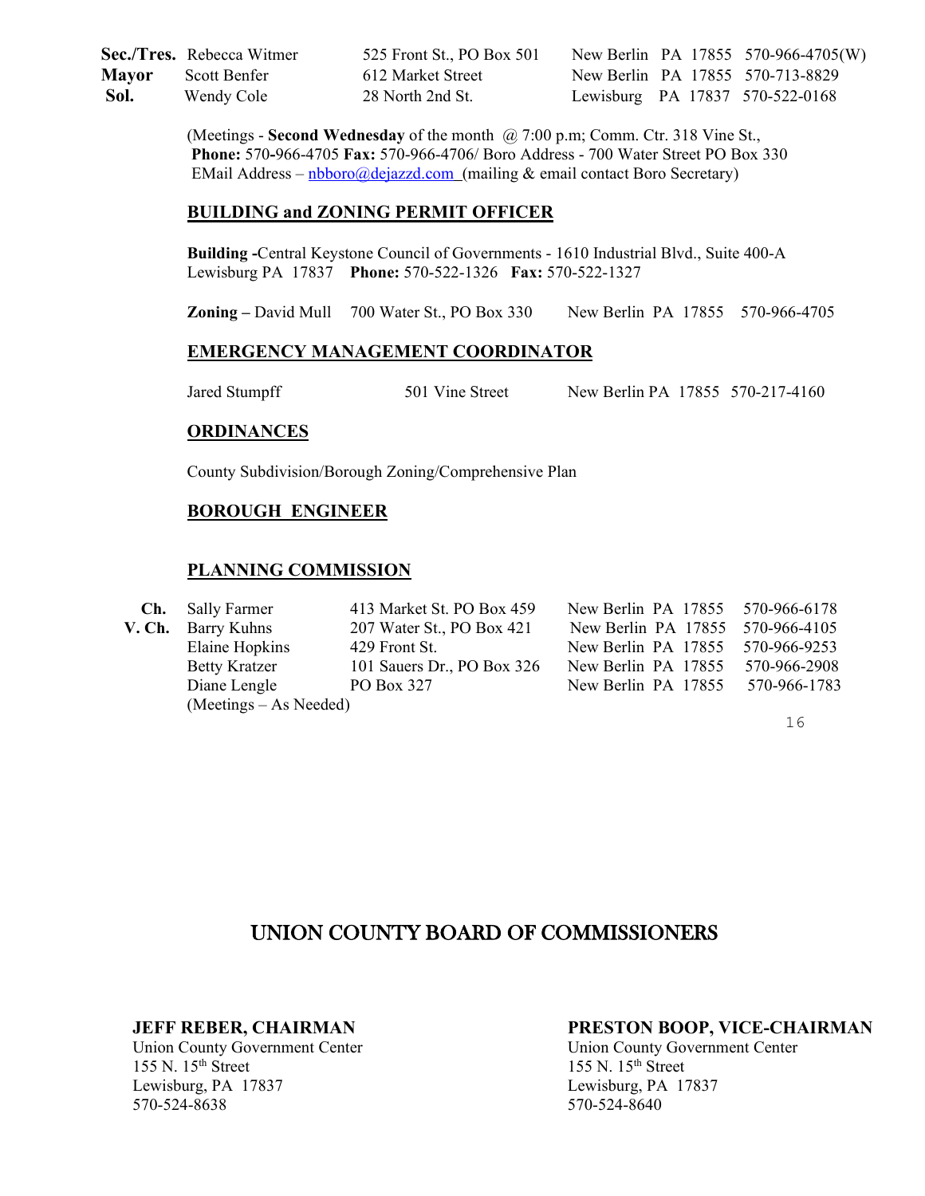| | | | |
|---|---|---|---|
| **Sec./Tres.** | Rebecca Witmer | 525 Front St., PO Box 501 | New Berlin PA 17855 570-966-4705(W) |
| **Mayor** | Scott Benfer | 612 Market Street | New Berlin PA 17855 570-713-8829 |
| **Sol.** | Wendy Cole | 28 North 2nd St. | Lewisburg PA 17837 570-522-0168 |

(Meetings - **Second Wednesday** of the month @ 7:00 p.m; Comm. Ctr. 318 Vine St., **Phone:** 570-966-4705 **Fax:** 570-966-4706/ Boro Address - 700 Water Street PO Box 330 EMail Address – nbboro@dejazzd.com (mailing & email contact Boro Secretary)

## BUILDING and ZONING PERMIT OFFICER

**Building -**Central Keystone Council of Governments - 1610 Industrial Blvd., Suite 400-A Lewisburg PA 17837 **Phone:** 570-522-1326 **Fax:** 570-522-1327

**Zoning –** David Mull 700 Water St., PO Box 330 New Berlin PA 17855 570-966-4705

## EMERGENCY MANAGEMENT COORDINATOR

Jared Stumpff 501 Vine Street New Berlin PA 17855 570-217-4160

## ORDINANCES

County Subdivision/Borough Zoning/Comprehensive Plan

## BOROUGH ENGINEER

## PLANNING COMMISSION

| | | | | |
|---|---|---|---|---|
| **Ch.** | Sally Farmer | 413 Market St. PO Box 459 | New Berlin PA 17855 | 570-966-6178 |
| **V. Ch.** | Barry Kuhns | 207 Water St., PO Box 421 | New Berlin PA 17855 | 570-966-4105 |
| | Elaine Hopkins | 429 Front St. | New Berlin PA 17855 | 570-966-9253 |
| | Betty Kratzer | 101 Sauers Dr., PO Box 326 | New Berlin PA 17855 | 570-966-2908 |
| | Diane Lengle | PO Box 327 | New Berlin PA 17855 | 570-966-1783 |

(Meetings – As Needed)

# UNION COUNTY BOARD OF COMMISSIONERS

**JEFF REBER, CHAIRMAN**
Union County Government Center
155 N. 15th Street
Lewisburg, PA 17837
570-524-8638

**PRESTON BOOP, VICE-CHAIRMAN**
Union County Government Center
155 N. 15th Street
Lewisburg, PA 17837
570-524-8640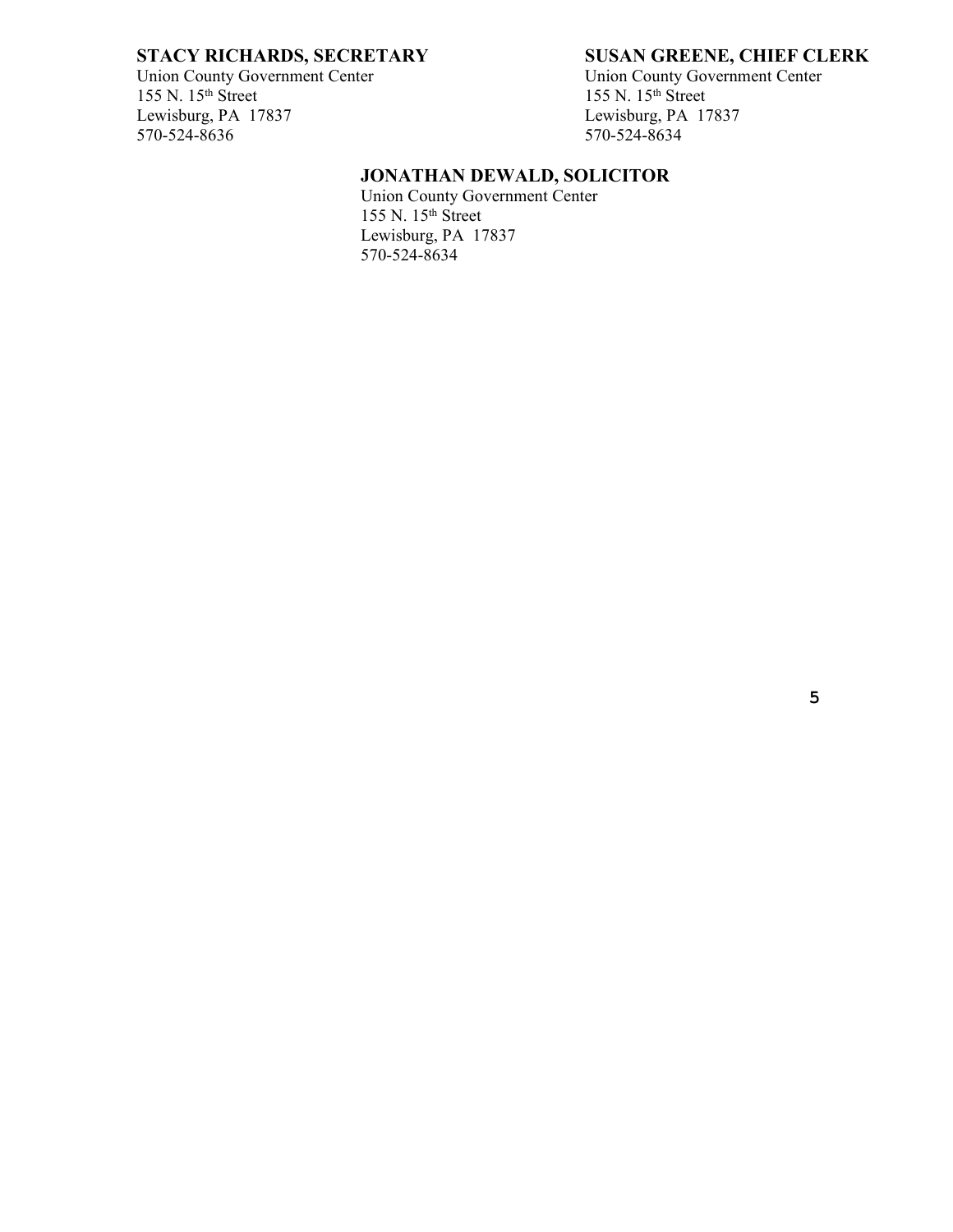**STACY RICHARDS, SECRETARY**
Union County Government Center
155 N. 15th Street
Lewisburg, PA 17837
570-524-8636

**SUSAN GREENE, CHIEF CLERK**
Union County Government Center
155 N. 15th Street
Lewisburg, PA 17837
570-524-8634

**JONATHAN DEWALD, SOLICITOR**
Union County Government Center
155 N. 15th Street
Lewisburg, PA 17837
570-524-8634